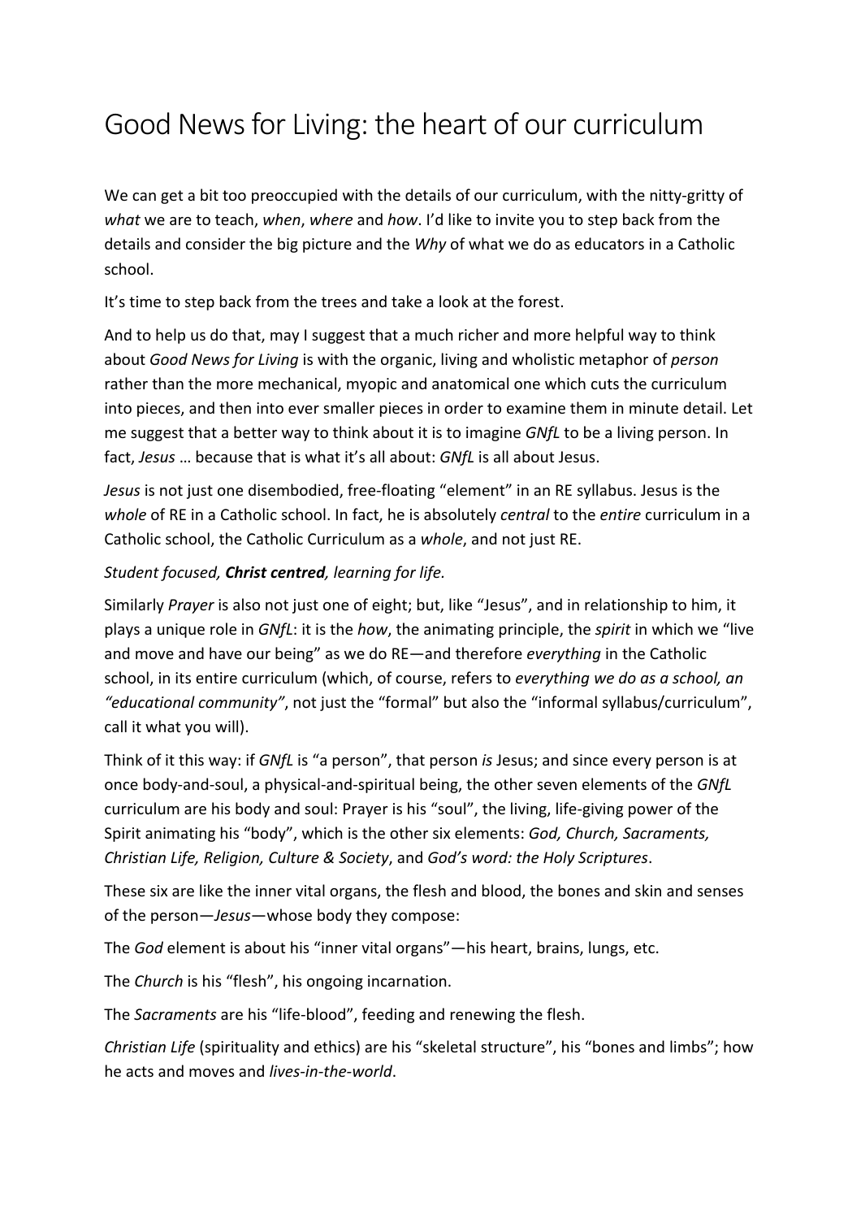# Good News for Living: the heart of our curriculum

We can get a bit too preoccupied with the details of our curriculum, with the nitty-gritty of *what* we are to teach, *when*, *where* and *how*. I'd like to invite you to step back from the details and consider the big picture and the *Why* of what we do as educators in a Catholic school.

It's time to step back from the trees and take a look at the forest.

And to help us do that, may I suggest that a much richer and more helpful way to think about *Good News for Living* is with the organic, living and wholistic metaphor of *person* rather than the more mechanical, myopic and anatomical one which cuts the curriculum into pieces, and then into ever smaller pieces in order to examine them in minute detail. Let me suggest that a better way to think about it is to imagine *GNfL* to be a living person. In fact, *Jesus* … because that is what it's all about: *GNfL* is all about Jesus.

*Jesus* is not just one disembodied, free-floating "element" in an RE syllabus. Jesus is the *whole* of RE in a Catholic school. In fact, he is absolutely *central* to the *entire* curriculum in a Catholic school, the Catholic Curriculum as a *whole*, and not just RE.

*Student focused, **Christ centred**, learning for life.*

Similarly *Prayer* is also not just one of eight; but, like "Jesus", and in relationship to him, it plays a unique role in *GNfL*: it is the *how*, the animating principle, the *spirit* in which we "live and move and have our being" as we do RE—and therefore *everything* in the Catholic school, in its entire curriculum (which, of course, refers to *everything we do as a school, an "educational community"*, not just the "formal" but also the "informal syllabus/curriculum", call it what you will).

Think of it this way: if *GNfL* is "a person", that person *is* Jesus; and since every person is at once body-and-soul, a physical-and-spiritual being, the other seven elements of the *GNfL* curriculum are his body and soul: Prayer is his "soul", the living, life-giving power of the Spirit animating his "body", which is the other six elements: *God, Church, Sacraments, Christian Life, Religion, Culture & Society*, and *God's word: the Holy Scriptures*.

These six are like the inner vital organs, the flesh and blood, the bones and skin and senses of the person—*Jesus*—whose body they compose:

The *God* element is about his "inner vital organs"—his heart, brains, lungs, etc.

The *Church* is his "flesh", his ongoing incarnation.

The *Sacraments* are his "life-blood", feeding and renewing the flesh.

*Christian Life* (spirituality and ethics) are his "skeletal structure", his "bones and limbs"; how he acts and moves and *lives-in-the-world*.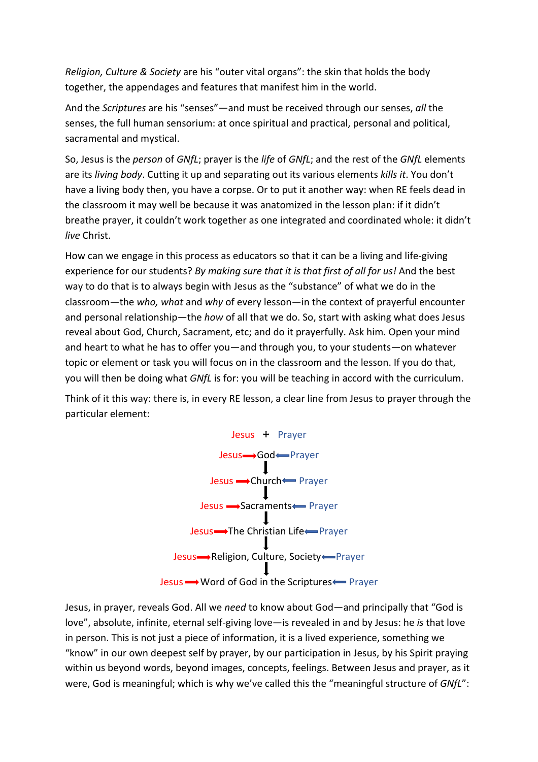*Religion, Culture & Society* are his "outer vital organs": the skin that holds the body together, the appendages and features that manifest him in the world.

And the *Scriptures* are his "senses"—and must be received through our senses, *all* the senses, the full human sensorium: at once spiritual and practical, personal and political, sacramental and mystical.

So, Jesus is the *person* of *GNfL*; prayer is the *life* of *GNfL*; and the rest of the *GNfL* elements are its *living body*. Cutting it up and separating out its various elements *kills it*. You don't have a living body then, you have a corpse. Or to put it another way: when RE feels dead in the classroom it may well be because it was anatomized in the lesson plan: if it didn't breathe prayer, it couldn't work together as one integrated and coordinated whole: it didn't *live* Christ.

How can we engage in this process as educators so that it can be a living and life-giving experience for our students? *By making sure that it is that first of all for us!* And the best way to do that is to always begin with Jesus as the "substance" of what we do in the classroom—the *who, what* and *why* of every lesson—in the context of prayerful encounter and personal relationship—the *how* of all that we do. So, start with asking what does Jesus reveal about God, Church, Sacrament, etc; and do it prayerfully. Ask him. Open your mind and heart to what he has to offer you—and through you, to your students—on whatever topic or element or task you will focus on in the classroom and the lesson. If you do that, you will then be doing what *GNfL* is for: you will be teaching in accord with the curriculum.

Think of it this way: there is, in every RE lesson, a clear line from Jesus to prayer through the particular element:

Jesus + Prayer

Jesus → God ← Prayer
↓
Jesus → Church ← Prayer
↓
Jesus → Sacraments ← Prayer
↓
Jesus → The Christian Life ← Prayer
↓
Jesus → Religion, Culture, Society ← Prayer
↓
Jesus → Word of God in the Scriptures ← Prayer

Jesus, in prayer, reveals God. All we *need* to know about God—and principally that "God is love", absolute, infinite, eternal self-giving love—is revealed in and by Jesus: he *is* that love in person. This is not just a piece of information, it is a lived experience, something we "know" in our own deepest self by prayer, by our participation in Jesus, by his Spirit praying within us beyond words, beyond images, concepts, feelings. Between Jesus and prayer, as it were, God is meaningful; which is why we've called this the "meaningful structure of *GNfL*":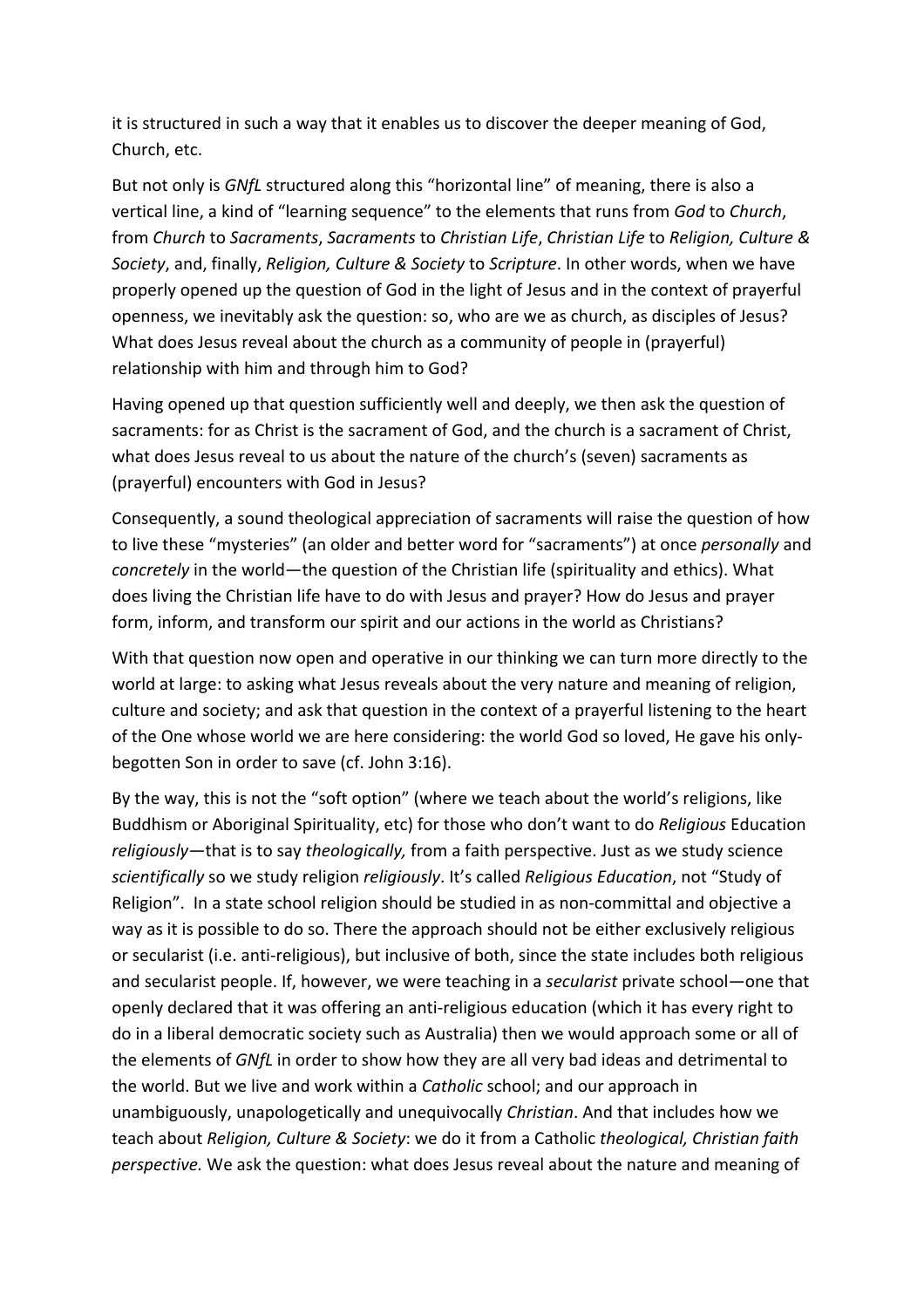it is structured in such a way that it enables us to discover the deeper meaning of God, Church, etc.

But not only is *GNfL* structured along this "horizontal line" of meaning, there is also a vertical line, a kind of "learning sequence" to the elements that runs from *God* to *Church*, from *Church* to *Sacraments*, *Sacraments* to *Christian Life*, *Christian Life* to *Religion, Culture & Society*, and, finally, *Religion, Culture & Society* to *Scripture*. In other words, when we have properly opened up the question of God in the light of Jesus and in the context of prayerful openness, we inevitably ask the question: so, who are we as church, as disciples of Jesus? What does Jesus reveal about the church as a community of people in (prayerful) relationship with him and through him to God?

Having opened up that question sufficiently well and deeply, we then ask the question of sacraments: for as Christ is the sacrament of God, and the church is a sacrament of Christ, what does Jesus reveal to us about the nature of the church's (seven) sacraments as (prayerful) encounters with God in Jesus?

Consequently, a sound theological appreciation of sacraments will raise the question of how to live these "mysteries" (an older and better word for "sacraments") at once *personally* and *concretely* in the world—the question of the Christian life (spirituality and ethics). What does living the Christian life have to do with Jesus and prayer? How do Jesus and prayer form, inform, and transform our spirit and our actions in the world as Christians?

With that question now open and operative in our thinking we can turn more directly to the world at large: to asking what Jesus reveals about the very nature and meaning of religion, culture and society; and ask that question in the context of a prayerful listening to the heart of the One whose world we are here considering: the world God so loved, He gave his only-begotten Son in order to save (cf. John 3:16).

By the way, this is not the "soft option" (where we teach about the world's religions, like Buddhism or Aboriginal Spirituality, etc) for those who don't want to do *Religious* Education *religiously*—that is to say *theologically,* from a faith perspective. Just as we study science *scientifically* so we study religion *religiously*. It's called *Religious Education*, not "Study of Religion". In a state school religion should be studied in as non-committal and objective a way as it is possible to do so. There the approach should not be either exclusively religious or secularist (i.e. anti-religious), but inclusive of both, since the state includes both religious and secularist people. If, however, we were teaching in a *secularist* private school—one that openly declared that it was offering an anti-religious education (which it has every right to do in a liberal democratic society such as Australia) then we would approach some or all of the elements of *GNfL* in order to show how they are all very bad ideas and detrimental to the world. But we live and work within a *Catholic* school; and our approach in unambiguously, unapologetically and unequivocally *Christian*. And that includes how we teach about *Religion, Culture & Society*: we do it from a Catholic *theological, Christian faith perspective.* We ask the question: what does Jesus reveal about the nature and meaning of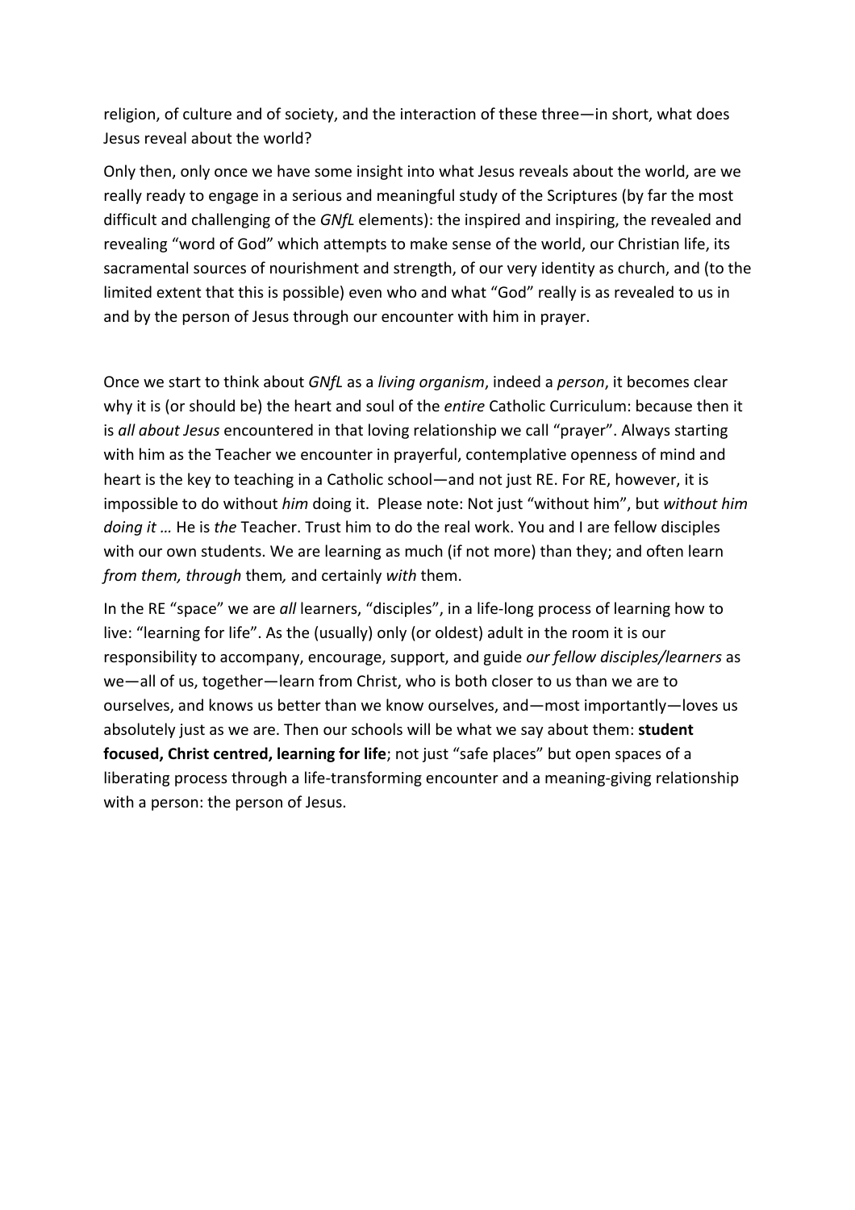religion, of culture and of society, and the interaction of these three—in short, what does Jesus reveal about the world?

Only then, only once we have some insight into what Jesus reveals about the world, are we really ready to engage in a serious and meaningful study of the Scriptures (by far the most difficult and challenging of the *GNfL* elements): the inspired and inspiring, the revealed and revealing "word of God" which attempts to make sense of the world, our Christian life, its sacramental sources of nourishment and strength, of our very identity as church, and (to the limited extent that this is possible) even who and what "God" really is as revealed to us in and by the person of Jesus through our encounter with him in prayer.

Once we start to think about *GNfL* as a *living organism*, indeed a *person*, it becomes clear why it is (or should be) the heart and soul of the *entire* Catholic Curriculum: because then it is *all about Jesus* encountered in that loving relationship we call "prayer". Always starting with him as the Teacher we encounter in prayerful, contemplative openness of mind and heart is the key to teaching in a Catholic school—and not just RE. For RE, however, it is impossible to do without *him* doing it. Please note: Not just "without him", but *without him doing it …* He is *the* Teacher. Trust him to do the real work. You and I are fellow disciples with our own students. We are learning as much (if not more) than they; and often learn *from them, through* them*,* and certainly *with* them.

In the RE "space" we are *all* learners, "disciples", in a life-long process of learning how to live: "learning for life". As the (usually) only (or oldest) adult in the room it is our responsibility to accompany, encourage, support, and guide *our fellow disciples/learners* as we—all of us, together—learn from Christ, who is both closer to us than we are to ourselves, and knows us better than we know ourselves, and—most importantly—loves us absolutely just as we are. Then our schools will be what we say about them: **student focused, Christ centred, learning for life**; not just "safe places" but open spaces of a liberating process through a life-transforming encounter and a meaning-giving relationship with a person: the person of Jesus.